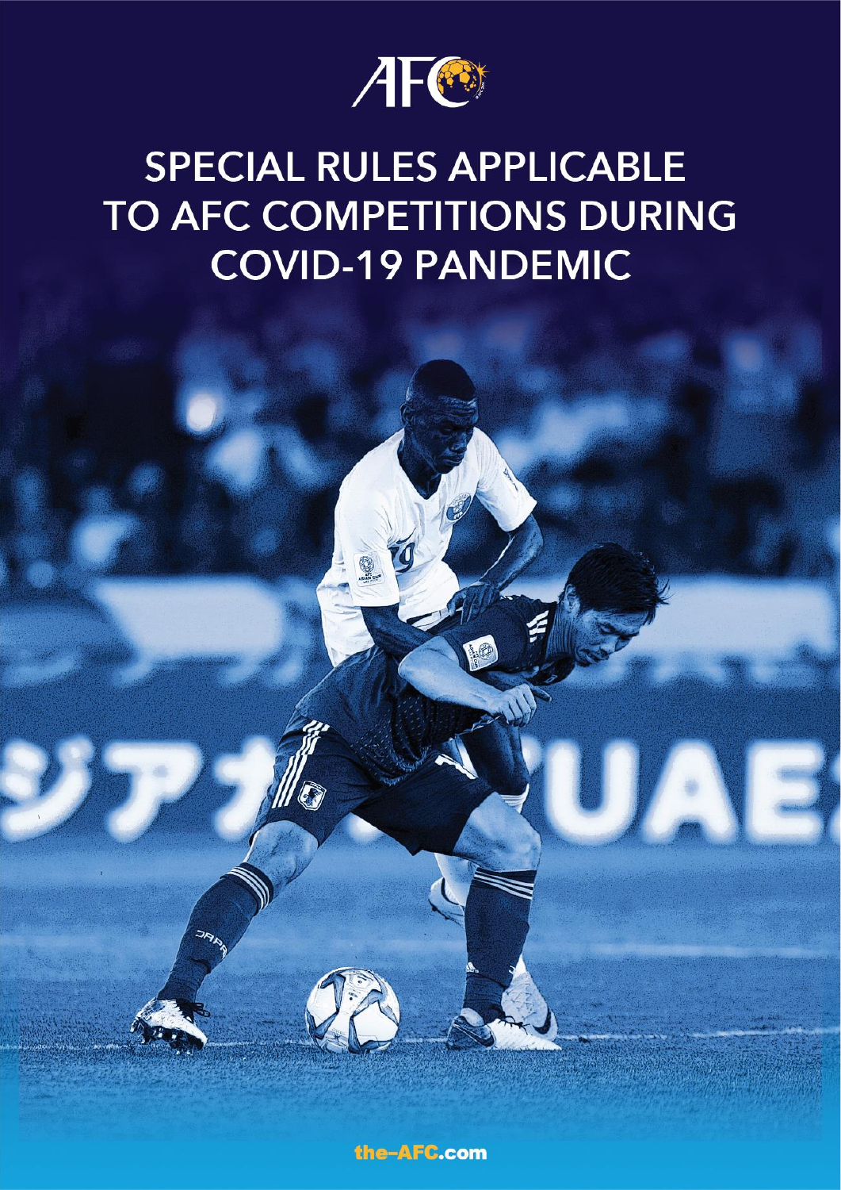# SPECIAL RULES APPLICABLE TO AFC COMPETITIONS DURING COVID-19 PANDEMIC

the-AFC.com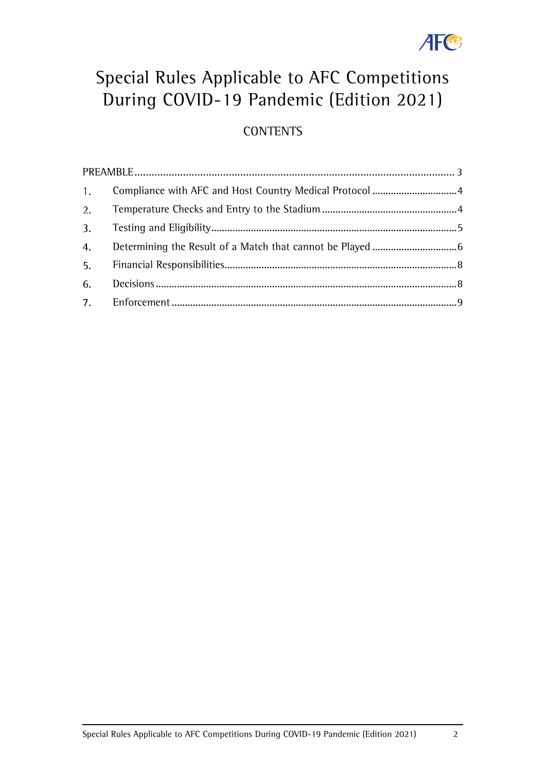# Special Rules Applicable to AFC Competitions During COVID-19 Pandemic (Edition 2021)

## CONTENTS

PREAMBLE ........................................................................................................ 3

1. Compliance with AFC and Host Country Medical Protocol ................................ 4
2. Temperature Checks and Entry to the Stadium ................................................... 4
3. Testing and Eligibility ......................................................................................... 5
4. Determining the Result of a Match that cannot be Played ................................ 6
5. Financial Responsibilities ..................................................................................... 8
6. Decisions .............................................................................................................. 8
7. Enforcement ......................................................................................................... 9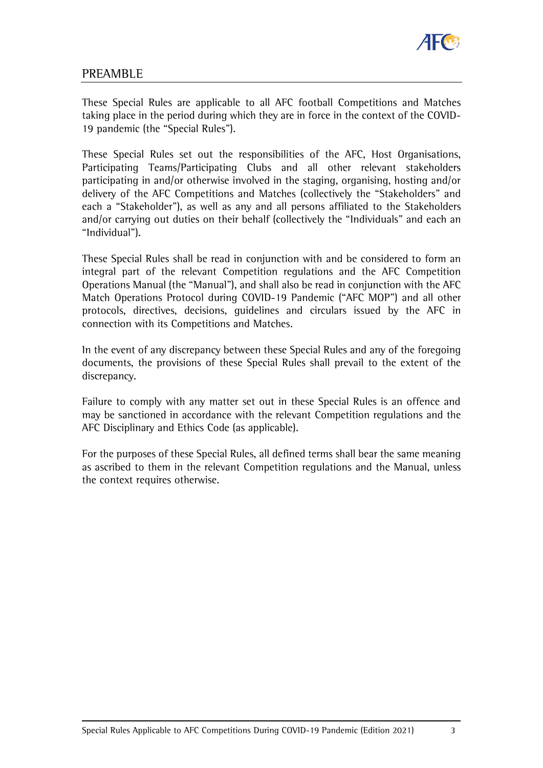## PREAMBLE

These Special Rules are applicable to all AFC football Competitions and Matches taking place in the period during which they are in force in the context of the COVID-19 pandemic (the "Special Rules").

These Special Rules set out the responsibilities of the AFC, Host Organisations, Participating Teams/Participating Clubs and all other relevant stakeholders participating in and/or otherwise involved in the staging, organising, hosting and/or delivery of the AFC Competitions and Matches (collectively the "Stakeholders" and each a "Stakeholder"), as well as any and all persons affiliated to the Stakeholders and/or carrying out duties on their behalf (collectively the "Individuals" and each an "Individual").

These Special Rules shall be read in conjunction with and be considered to form an integral part of the relevant Competition regulations and the AFC Competition Operations Manual (the "Manual"), and shall also be read in conjunction with the AFC Match Operations Protocol during COVID-19 Pandemic ("AFC MOP") and all other protocols, directives, decisions, guidelines and circulars issued by the AFC in connection with its Competitions and Matches.

In the event of any discrepancy between these Special Rules and any of the foregoing documents, the provisions of these Special Rules shall prevail to the extent of the discrepancy.

Failure to comply with any matter set out in these Special Rules is an offence and may be sanctioned in accordance with the relevant Competition regulations and the AFC Disciplinary and Ethics Code (as applicable).

For the purposes of these Special Rules, all defined terms shall bear the same meaning as ascribed to them in the relevant Competition regulations and the Manual, unless the context requires otherwise.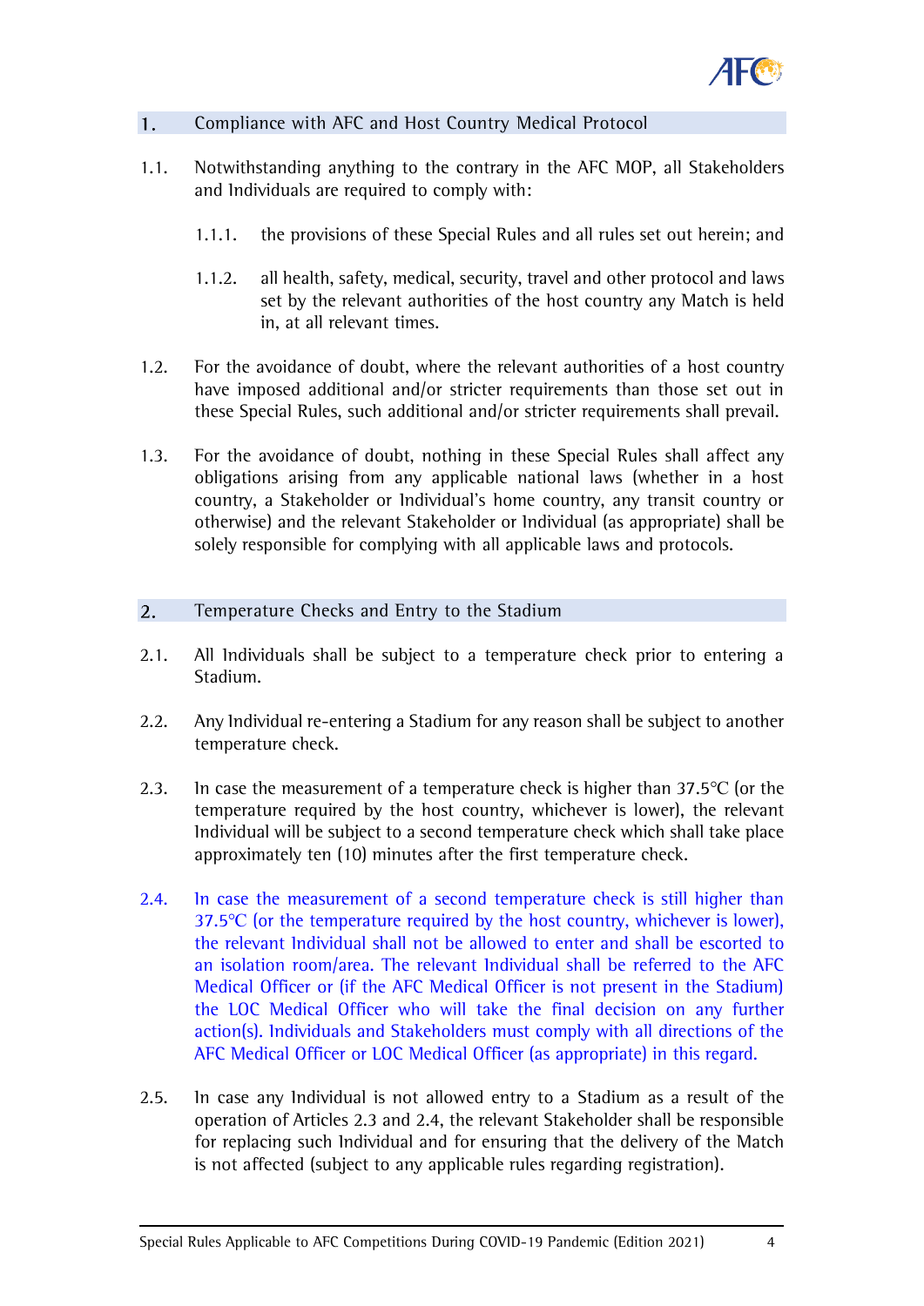## 1. Compliance with AFC and Host Country Medical Protocol

1.1. Notwithstanding anything to the contrary in the AFC MOP, all Stakeholders and Individuals are required to comply with:

1.1.1. the provisions of these Special Rules and all rules set out herein; and

1.1.2. all health, safety, medical, security, travel and other protocol and laws set by the relevant authorities of the host country any Match is held in, at all relevant times.

1.2. For the avoidance of doubt, where the relevant authorities of a host country have imposed additional and/or stricter requirements than those set out in these Special Rules, such additional and/or stricter requirements shall prevail.

1.3. For the avoidance of doubt, nothing in these Special Rules shall affect any obligations arising from any applicable national laws (whether in a host country, a Stakeholder or Individual's home country, any transit country or otherwise) and the relevant Stakeholder or Individual (as appropriate) shall be solely responsible for complying with all applicable laws and protocols.

## 2. Temperature Checks and Entry to the Stadium

2.1. All Individuals shall be subject to a temperature check prior to entering a Stadium.

2.2. Any Individual re-entering a Stadium for any reason shall be subject to another temperature check.

2.3. In case the measurement of a temperature check is higher than 37.5°C (or the temperature required by the host country, whichever is lower), the relevant Individual will be subject to a second temperature check which shall take place approximately ten (10) minutes after the first temperature check.

2.4. In case the measurement of a second temperature check is still higher than 37.5°C (or the temperature required by the host country, whichever is lower), the relevant Individual shall not be allowed to enter and shall be escorted to an isolation room/area. The relevant Individual shall be referred to the AFC Medical Officer or (if the AFC Medical Officer is not present in the Stadium) the LOC Medical Officer who will take the final decision on any further action(s). Individuals and Stakeholders must comply with all directions of the AFC Medical Officer or LOC Medical Officer (as appropriate) in this regard.

2.5. In case any Individual is not allowed entry to a Stadium as a result of the operation of Articles 2.3 and 2.4, the relevant Stakeholder shall be responsible for replacing such Individual and for ensuring that the delivery of the Match is not affected (subject to any applicable rules regarding registration).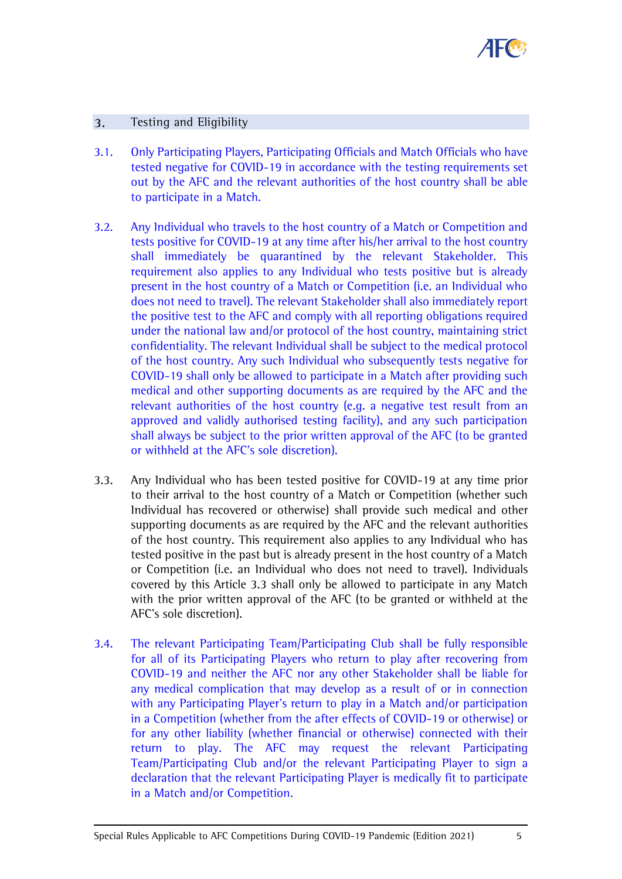## 3. Testing and Eligibility

3.1. Only Participating Players, Participating Officials and Match Officials who have tested negative for COVID-19 in accordance with the testing requirements set out by the AFC and the relevant authorities of the host country shall be able to participate in a Match.

3.2. Any Individual who travels to the host country of a Match or Competition and tests positive for COVID-19 at any time after his/her arrival to the host country shall immediately be quarantined by the relevant Stakeholder. This requirement also applies to any Individual who tests positive but is already present in the host country of a Match or Competition (i.e. an Individual who does not need to travel). The relevant Stakeholder shall also immediately report the positive test to the AFC and comply with all reporting obligations required under the national law and/or protocol of the host country, maintaining strict confidentiality. The relevant Individual shall be subject to the medical protocol of the host country. Any such Individual who subsequently tests negative for COVID-19 shall only be allowed to participate in a Match after providing such medical and other supporting documents as are required by the AFC and the relevant authorities of the host country (e.g. a negative test result from an approved and validly authorised testing facility), and any such participation shall always be subject to the prior written approval of the AFC (to be granted or withheld at the AFC's sole discretion).

3.3. Any Individual who has been tested positive for COVID-19 at any time prior to their arrival to the host country of a Match or Competition (whether such Individual has recovered or otherwise) shall provide such medical and other supporting documents as are required by the AFC and the relevant authorities of the host country. This requirement also applies to any Individual who has tested positive in the past but is already present in the host country of a Match or Competition (i.e. an Individual who does not need to travel). Individuals covered by this Article 3.3 shall only be allowed to participate in any Match with the prior written approval of the AFC (to be granted or withheld at the AFC's sole discretion).

3.4. The relevant Participating Team/Participating Club shall be fully responsible for all of its Participating Players who return to play after recovering from COVID-19 and neither the AFC nor any other Stakeholder shall be liable for any medical complication that may develop as a result of or in connection with any Participating Player's return to play in a Match and/or participation in a Competition (whether from the after effects of COVID-19 or otherwise) or for any other liability (whether financial or otherwise) connected with their return to play. The AFC may request the relevant Participating Team/Participating Club and/or the relevant Participating Player to sign a declaration that the relevant Participating Player is medically fit to participate in a Match and/or Competition.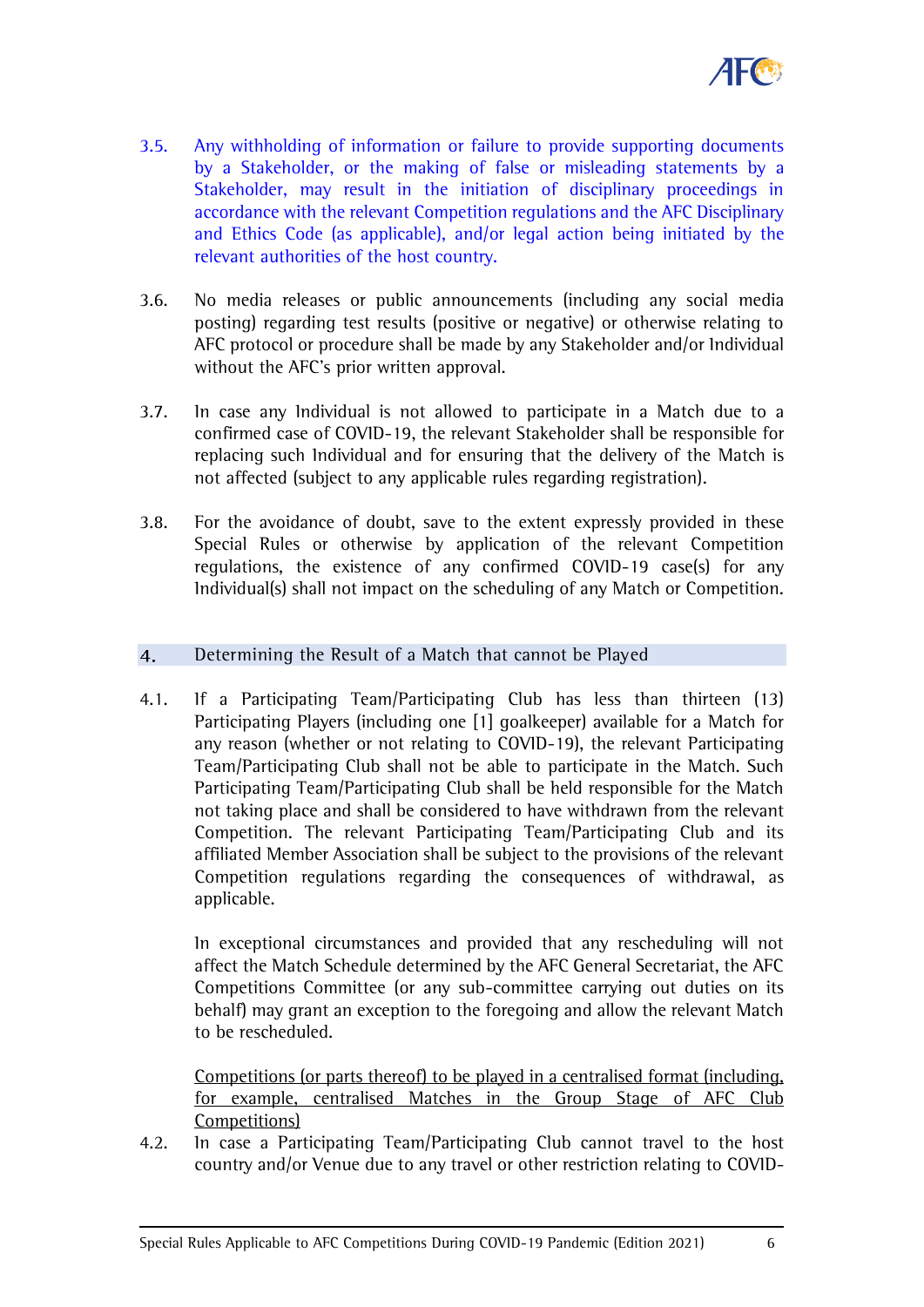3.5. Any withholding of information or failure to provide supporting documents by a Stakeholder, or the making of false or misleading statements by a Stakeholder, may result in the initiation of disciplinary proceedings in accordance with the relevant Competition regulations and the AFC Disciplinary and Ethics Code (as applicable), and/or legal action being initiated by the relevant authorities of the host country.

3.6. No media releases or public announcements (including any social media posting) regarding test results (positive or negative) or otherwise relating to AFC protocol or procedure shall be made by any Stakeholder and/or Individual without the AFC's prior written approval.

3.7. In case any Individual is not allowed to participate in a Match due to a confirmed case of COVID-19, the relevant Stakeholder shall be responsible for replacing such Individual and for ensuring that the delivery of the Match is not affected (subject to any applicable rules regarding registration).

3.8. For the avoidance of doubt, save to the extent expressly provided in these Special Rules or otherwise by application of the relevant Competition regulations, the existence of any confirmed COVID-19 case(s) for any Individual(s) shall not impact on the scheduling of any Match or Competition.

## 4. Determining the Result of a Match that cannot be Played

4.1. If a Participating Team/Participating Club has less than thirteen (13) Participating Players (including one [1] goalkeeper) available for a Match for any reason (whether or not relating to COVID-19), the relevant Participating Team/Participating Club shall not be able to participate in the Match. Such Participating Team/Participating Club shall be held responsible for the Match not taking place and shall be considered to have withdrawn from the relevant Competition. The relevant Participating Team/Participating Club and its affiliated Member Association shall be subject to the provisions of the relevant Competition regulations regarding the consequences of withdrawal, as applicable.

In exceptional circumstances and provided that any rescheduling will not affect the Match Schedule determined by the AFC General Secretariat, the AFC Competitions Committee (or any sub-committee carrying out duties on its behalf) may grant an exception to the foregoing and allow the relevant Match to be rescheduled.

Competitions (or parts thereof) to be played in a centralised format (including, for example, centralised Matches in the Group Stage of AFC Club Competitions)

4.2. In case a Participating Team/Participating Club cannot travel to the host country and/or Venue due to any travel or other restriction relating to COVID-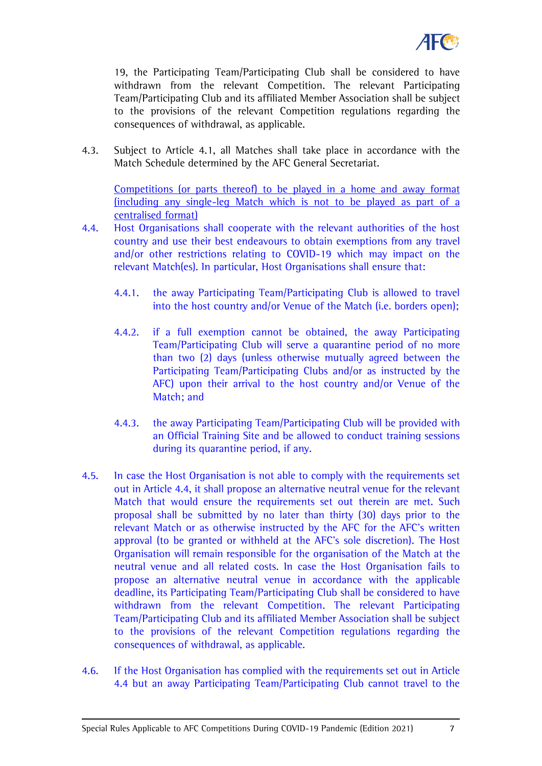19, the Participating Team/Participating Club shall be considered to have withdrawn from the relevant Competition. The relevant Participating Team/Participating Club and its affiliated Member Association shall be subject to the provisions of the relevant Competition regulations regarding the consequences of withdrawal, as applicable.

4.3. Subject to Article 4.1, all Matches shall take place in accordance with the Match Schedule determined by the AFC General Secretariat.

Competitions (or parts thereof) to be played in a home and away format (including any single-leg Match which is not to be played as part of a centralised format)

4.4. Host Organisations shall cooperate with the relevant authorities of the host country and use their best endeavours to obtain exemptions from any travel and/or other restrictions relating to COVID-19 which may impact on the relevant Match(es). In particular, Host Organisations shall ensure that:

4.4.1. the away Participating Team/Participating Club is allowed to travel into the host country and/or Venue of the Match (i.e. borders open);

4.4.2. if a full exemption cannot be obtained, the away Participating Team/Participating Club will serve a quarantine period of no more than two (2) days (unless otherwise mutually agreed between the Participating Team/Participating Clubs and/or as instructed by the AFC) upon their arrival to the host country and/or Venue of the Match; and

4.4.3. the away Participating Team/Participating Club will be provided with an Official Training Site and be allowed to conduct training sessions during its quarantine period, if any.

4.5. In case the Host Organisation is not able to comply with the requirements set out in Article 4.4, it shall propose an alternative neutral venue for the relevant Match that would ensure the requirements set out therein are met. Such proposal shall be submitted by no later than thirty (30) days prior to the relevant Match or as otherwise instructed by the AFC for the AFC's written approval (to be granted or withheld at the AFC's sole discretion). The Host Organisation will remain responsible for the organisation of the Match at the neutral venue and all related costs. In case the Host Organisation fails to propose an alternative neutral venue in accordance with the applicable deadline, its Participating Team/Participating Club shall be considered to have withdrawn from the relevant Competition. The relevant Participating Team/Participating Club and its affiliated Member Association shall be subject to the provisions of the relevant Competition regulations regarding the consequences of withdrawal, as applicable.

4.6. If the Host Organisation has complied with the requirements set out in Article 4.4 but an away Participating Team/Participating Club cannot travel to the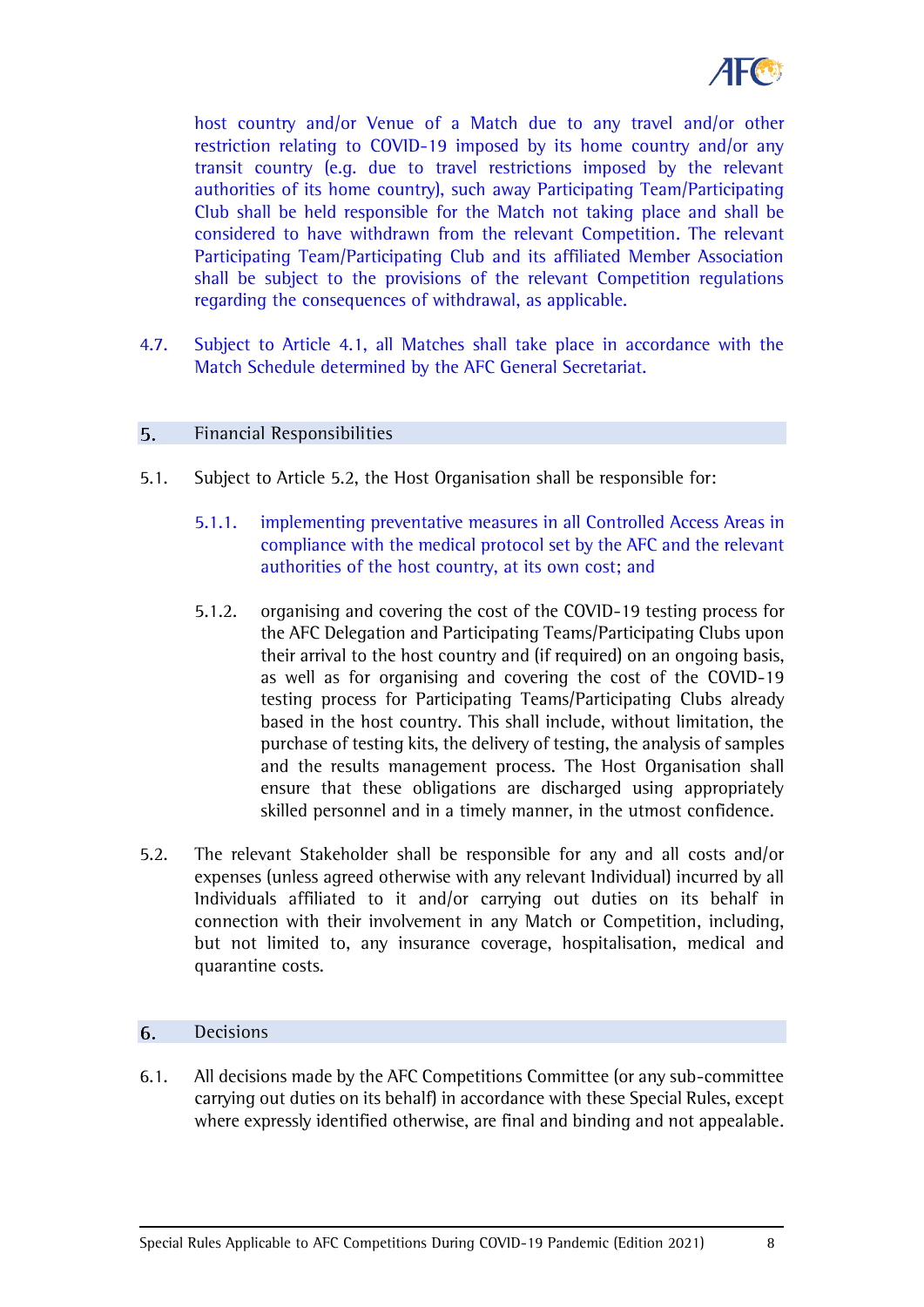host country and/or Venue of a Match due to any travel and/or other restriction relating to COVID-19 imposed by its home country and/or any transit country (e.g. due to travel restrictions imposed by the relevant authorities of its home country), such away Participating Team/Participating Club shall be held responsible for the Match not taking place and shall be considered to have withdrawn from the relevant Competition. The relevant Participating Team/Participating Club and its affiliated Member Association shall be subject to the provisions of the relevant Competition regulations regarding the consequences of withdrawal, as applicable.

4.7. Subject to Article 4.1, all Matches shall take place in accordance with the Match Schedule determined by the AFC General Secretariat.

## 5. Financial Responsibilities

5.1. Subject to Article 5.2, the Host Organisation shall be responsible for:

5.1.1. implementing preventative measures in all Controlled Access Areas in compliance with the medical protocol set by the AFC and the relevant authorities of the host country, at its own cost; and

5.1.2. organising and covering the cost of the COVID-19 testing process for the AFC Delegation and Participating Teams/Participating Clubs upon their arrival to the host country and (if required) on an ongoing basis, as well as for organising and covering the cost of the COVID-19 testing process for Participating Teams/Participating Clubs already based in the host country. This shall include, without limitation, the purchase of testing kits, the delivery of testing, the analysis of samples and the results management process. The Host Organisation shall ensure that these obligations are discharged using appropriately skilled personnel and in a timely manner, in the utmost confidence.

5.2. The relevant Stakeholder shall be responsible for any and all costs and/or expenses (unless agreed otherwise with any relevant Individual) incurred by all Individuals affiliated to it and/or carrying out duties on its behalf in connection with their involvement in any Match or Competition, including, but not limited to, any insurance coverage, hospitalisation, medical and quarantine costs.

## 6. Decisions

6.1. All decisions made by the AFC Competitions Committee (or any sub-committee carrying out duties on its behalf) in accordance with these Special Rules, except where expressly identified otherwise, are final and binding and not appealable.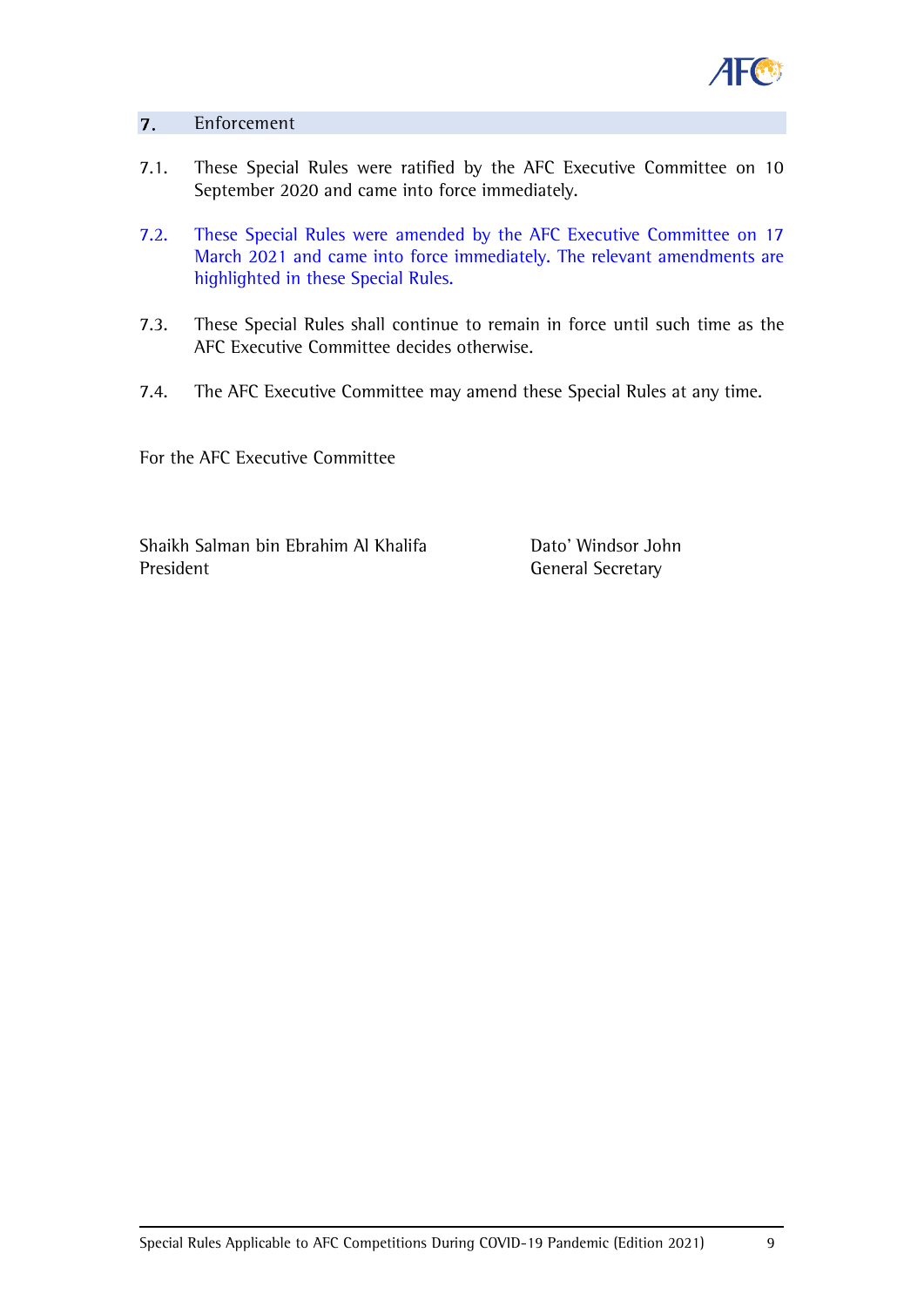## 7. Enforcement

7.1. These Special Rules were ratified by the AFC Executive Committee on 10 September 2020 and came into force immediately.

7.2. These Special Rules were amended by the AFC Executive Committee on 17 March 2021 and came into force immediately. The relevant amendments are highlighted in these Special Rules.

7.3. These Special Rules shall continue to remain in force until such time as the AFC Executive Committee decides otherwise.

7.4. The AFC Executive Committee may amend these Special Rules at any time.

For the AFC Executive Committee

Shaikh Salman bin Ebrahim Al Khalifa
President

Dato' Windsor John
General Secretary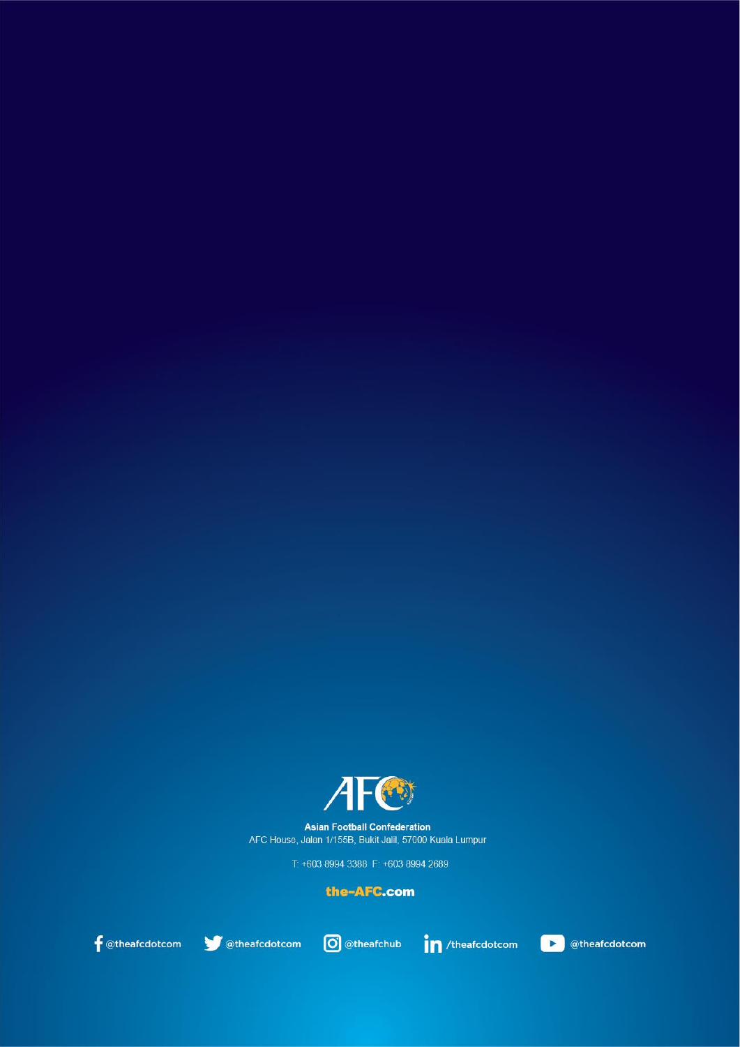**Asian Football Confederation**

AFC House, Jalan 1/155B, Bukit Jalil, 57000 Kuala Lumpur

T: +603 8994 3388 F: +603 8994 2689

**the-AFC.com**

@theafcdotcom @theafcdotcom @theafchub /theafcdotcom @theafcdotcom